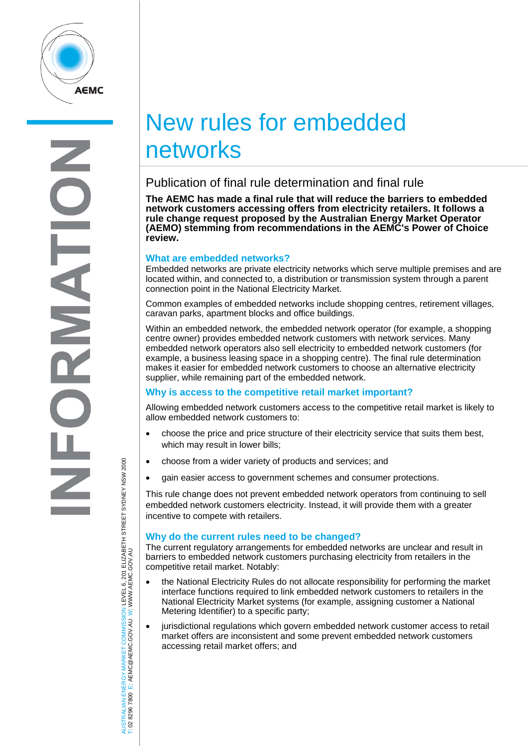# New rules for embedded networks

## Publication of final rule determination and final rule

**The AEMC has made a final rule that will reduce the barriers to embedded network customers accessing offers from electricity retailers. It follows a rule change request proposed by the Australian Energy Market Operator (AEMO) stemming from recommendations in the AEMC's Power of Choice review.**

### What are embedded networks?

Embedded networks are private electricity networks which serve multiple premises and are located within, and connected to, a distribution or transmission system through a parent connection point in the National Electricity Market.

Common examples of embedded networks include shopping centres, retirement villages, caravan parks, apartment blocks and office buildings.

Within an embedded network, the embedded network operator (for example, a shopping centre owner) provides embedded network customers with network services. Many embedded network operators also sell electricity to embedded network customers (for example, a business leasing space in a shopping centre). The final rule determination makes it easier for embedded network customers to choose an alternative electricity supplier, while remaining part of the embedded network.

### Why is access to the competitive retail market important?

Allowing embedded network customers access to the competitive retail market is likely to allow embedded network customers to:

- choose the price and price structure of their electricity service that suits them best, which may result in lower bills;
- choose from a wider variety of products and services; and
- gain easier access to government schemes and consumer protections.

This rule change does not prevent embedded network operators from continuing to sell embedded network customers electricity. Instead, it will provide them with a greater incentive to compete with retailers.

### Why do the current rules need to be changed?

The current regulatory arrangements for embedded networks are unclear and result in barriers to embedded network customers purchasing electricity from retailers in the competitive retail market. Notably:

- the National Electricity Rules do not allocate responsibility for performing the market interface functions required to link embedded network customers to retailers in the National Electricity Market systems (for example, assigning customer a National Metering Identifier) to a specific party;
- jurisdictional regulations which govern embedded network customer access to retail market offers are inconsistent and some prevent embedded network customers accessing retail market offers; and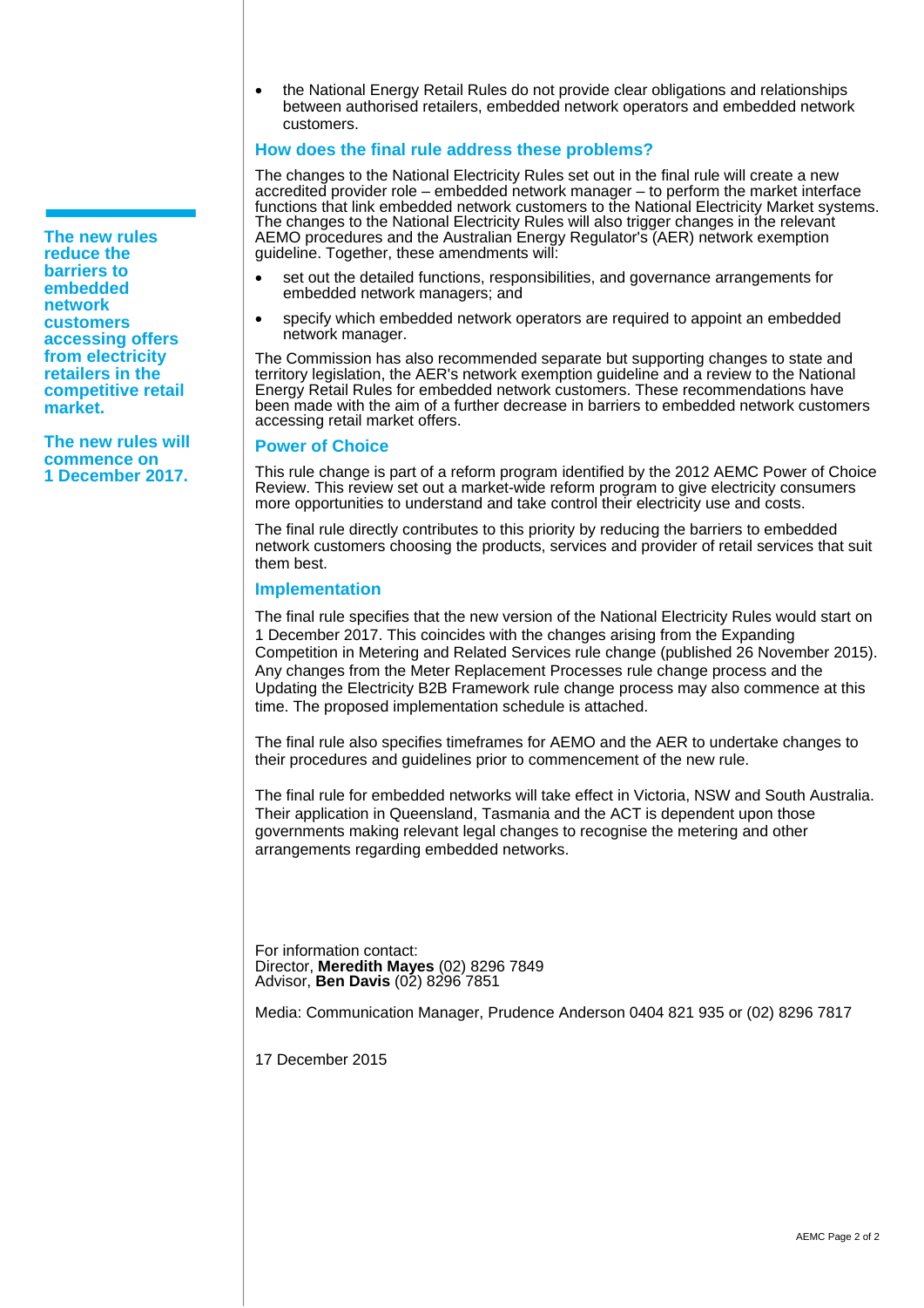- the National Energy Retail Rules do not provide clear obligations and relationships between authorised retailers, embedded network operators and embedded network customers.

## How does the final rule address these problems?

The changes to the National Electricity Rules set out in the final rule will create a new accredited provider role – embedded network manager – to perform the market interface functions that link embedded network customers to the National Electricity Market systems. The changes to the National Electricity Rules will also trigger changes in the relevant AEMO procedures and the Australian Energy Regulator's (AER) network exemption guideline. Together, these amendments will:

- set out the detailed functions, responsibilities, and governance arrangements for embedded network managers; and
- specify which embedded network operators are required to appoint an embedded network manager.

The Commission has also recommended separate but supporting changes to state and territory legislation, the AER's network exemption guideline and a review to the National Energy Retail Rules for embedded network customers. These recommendations have been made with the aim of a further decrease in barriers to embedded network customers accessing retail market offers.

**The new rules reduce the barriers to embedded network customers accessing offers from electricity retailers in the competitive retail market.**

**The new rules will commence on 1 December 2017.**

## Power of Choice

This rule change is part of a reform program identified by the 2012 AEMC Power of Choice Review. This review set out a market-wide reform program to give electricity consumers more opportunities to understand and take control their electricity use and costs.

The final rule directly contributes to this priority by reducing the barriers to embedded network customers choosing the products, services and provider of retail services that suit them best.

## Implementation

The final rule specifies that the new version of the National Electricity Rules would start on 1 December 2017. This coincides with the changes arising from the Expanding Competition in Metering and Related Services rule change (published 26 November 2015). Any changes from the Meter Replacement Processes rule change process and the Updating the Electricity B2B Framework rule change process may also commence at this time. The proposed implementation schedule is attached.

The final rule also specifies timeframes for AEMO and the AER to undertake changes to their procedures and guidelines prior to commencement of the new rule.

The final rule for embedded networks will take effect in Victoria, NSW and South Australia. Their application in Queensland, Tasmania and the ACT is dependent upon those governments making relevant legal changes to recognise the metering and other arrangements regarding embedded networks.

For information contact:
Director, **Meredith Mayes** (02) 8296 7849
Advisor, **Ben Davis** (02) 8296 7851

Media: Communication Manager, Prudence Anderson 0404 821 935 or (02) 8296 7817

17 December 2015